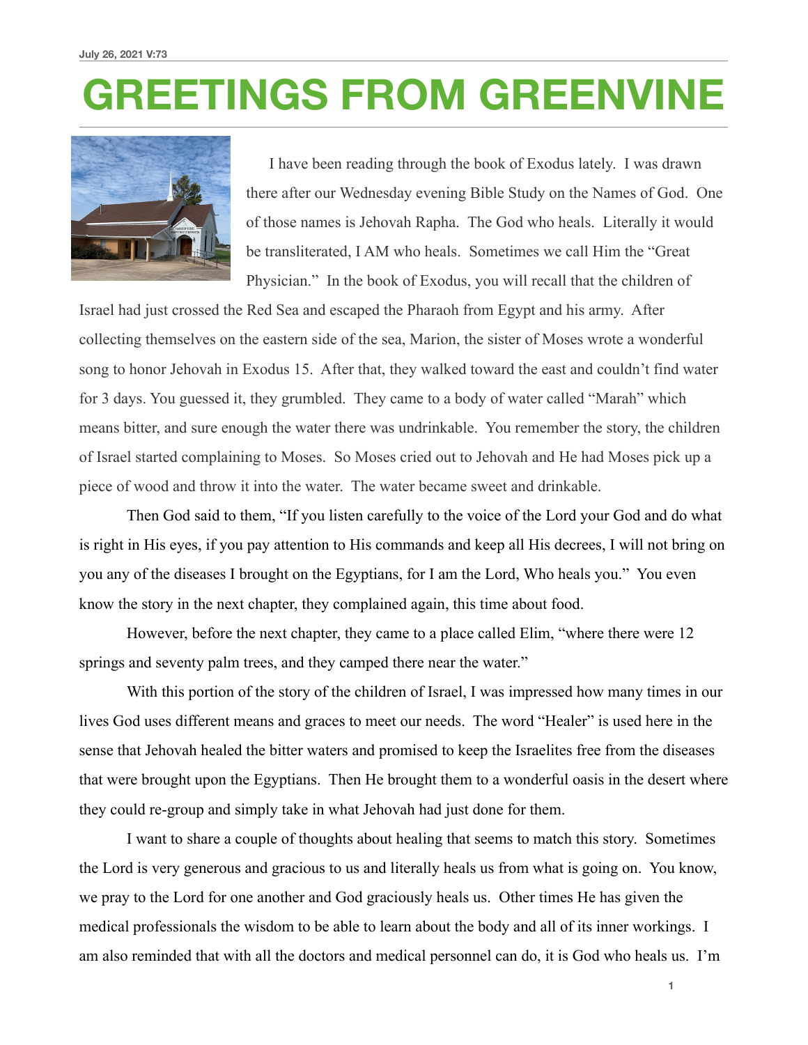July 26, 2021 V:73

# GREETINGS FROM GREENVINE

I have been reading through the book of Exodus lately. I was drawn there after our Wednesday evening Bible Study on the Names of God. One of those names is Jehovah Rapha. The God who heals. Literally it would be transliterated, I AM who heals. Sometimes we call Him the "Great Physician." In the book of Exodus, you will recall that the children of Israel had just crossed the Red Sea and escaped the Pharaoh from Egypt and his army. After collecting themselves on the eastern side of the sea, Marion, the sister of Moses wrote a wonderful song to honor Jehovah in Exodus 15. After that, they walked toward the east and couldn't find water for 3 days. You guessed it, they grumbled. They came to a body of water called "Marah" which means bitter, and sure enough the water there was undrinkable. You remember the story, the children of Israel started complaining to Moses. So Moses cried out to Jehovah and He had Moses pick up a piece of wood and throw it into the water. The water became sweet and drinkable.

Then God said to them, "If you listen carefully to the voice of the Lord your God and do what is right in His eyes, if you pay attention to His commands and keep all His decrees, I will not bring on you any of the diseases I brought on the Egyptians, for I am the Lord, Who heals you." You even know the story in the next chapter, they complained again, this time about food.

However, before the next chapter, they came to a place called Elim, "where there were 12 springs and seventy palm trees, and they camped there near the water."

With this portion of the story of the children of Israel, I was impressed how many times in our lives God uses different means and graces to meet our needs. The word "Healer" is used here in the sense that Jehovah healed the bitter waters and promised to keep the Israelites free from the diseases that were brought upon the Egyptians. Then He brought them to a wonderful oasis in the desert where they could re-group and simply take in what Jehovah had just done for them.

I want to share a couple of thoughts about healing that seems to match this story. Sometimes the Lord is very generous and gracious to us and literally heals us from what is going on. You know, we pray to the Lord for one another and God graciously heals us. Other times He has given the medical professionals the wisdom to be able to learn about the body and all of its inner workings. I am also reminded that with all the doctors and medical personnel can do, it is God who heals us. I'm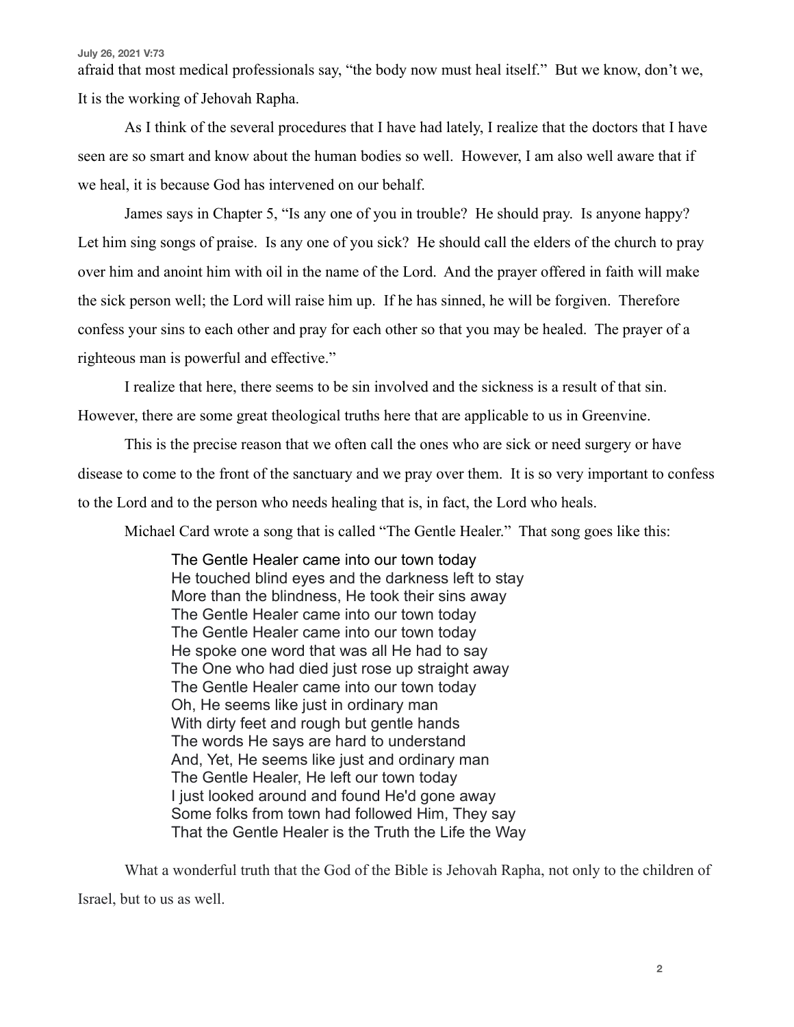afraid that most medical professionals say, "the body now must heal itself." But we know, don't we, It is the working of Jehovah Rapha.

As I think of the several procedures that I have had lately, I realize that the doctors that I have seen are so smart and know about the human bodies so well. However, I am also well aware that if we heal, it is because God has intervened on our behalf.

James says in Chapter 5, "Is any one of you in trouble? He should pray. Is anyone happy? Let him sing songs of praise. Is any one of you sick? He should call the elders of the church to pray over him and anoint him with oil in the name of the Lord. And the prayer offered in faith will make the sick person well; the Lord will raise him up. If he has sinned, he will be forgiven. Therefore confess your sins to each other and pray for each other so that you may be healed. The prayer of a righteous man is powerful and effective."

I realize that here, there seems to be sin involved and the sickness is a result of that sin. However, there are some great theological truths here that are applicable to us in Greenvine.

This is the precise reason that we often call the ones who are sick or need surgery or have disease to come to the front of the sanctuary and we pray over them. It is so very important to confess to the Lord and to the person who needs healing that is, in fact, the Lord who heals.

Michael Card wrote a song that is called "The Gentle Healer." That song goes like this:

> The Gentle Healer came into our town today
> He touched blind eyes and the darkness left to stay
> More than the blindness, He took their sins away
> The Gentle Healer came into our town today
> The Gentle Healer came into our town today
> He spoke one word that was all He had to say
> The One who had died just rose up straight away
> The Gentle Healer came into our town today
> Oh, He seems like just in ordinary man
> With dirty feet and rough but gentle hands
> The words He says are hard to understand
> And, Yet, He seems like just and ordinary man
> The Gentle Healer, He left our town today
> I just looked around and found He'd gone away
> Some folks from town had followed Him, They say
> That the Gentle Healer is the Truth the Life the Way

What a wonderful truth that the God of the Bible is Jehovah Rapha, not only to the children of Israel, but to us as well.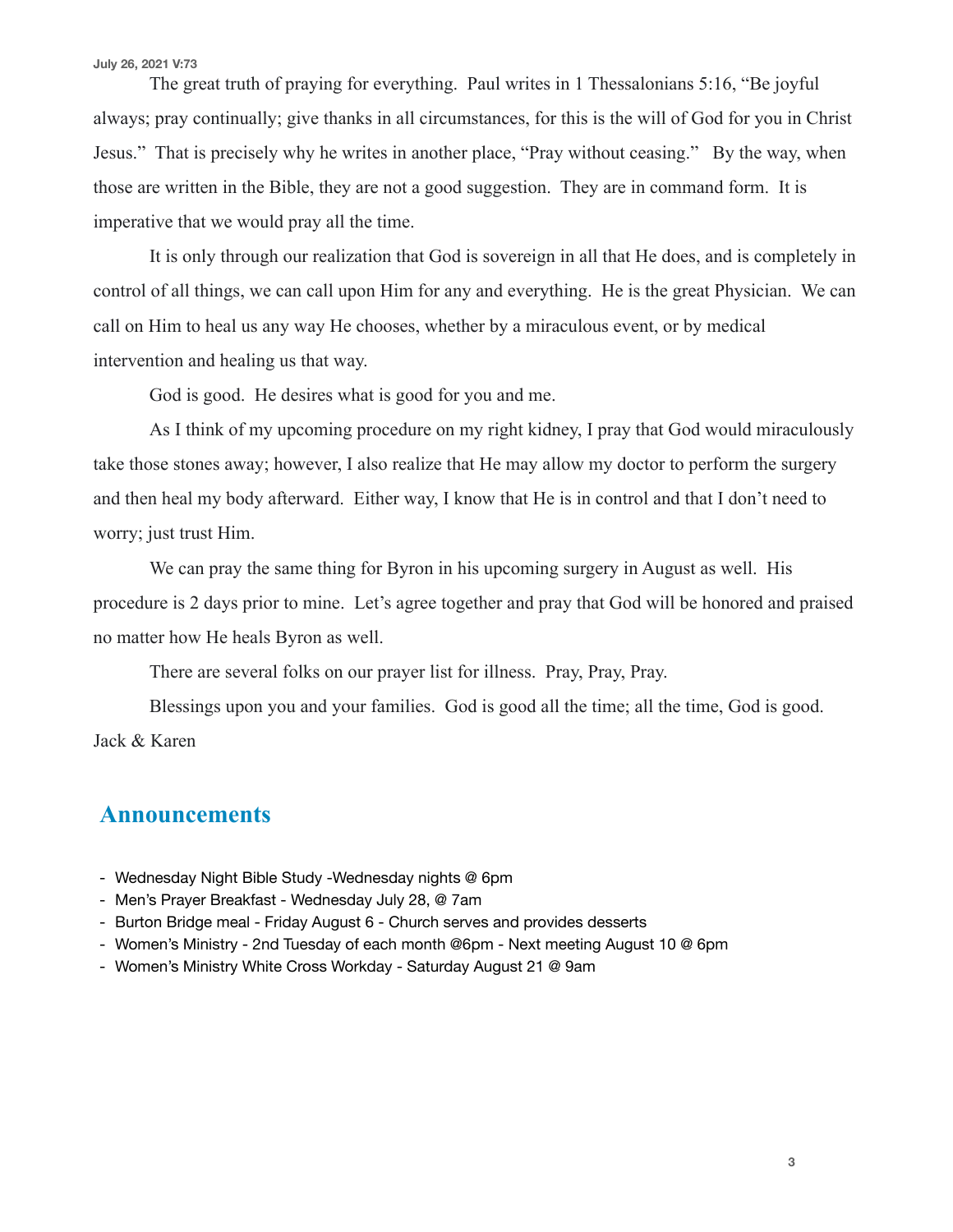The great truth of praying for everything. Paul writes in 1 Thessalonians 5:16, "Be joyful always; pray continually; give thanks in all circumstances, for this is the will of God for you in Christ Jesus." That is precisely why he writes in another place, "Pray without ceasing." By the way, when those are written in the Bible, they are not a good suggestion. They are in command form. It is imperative that we would pray all the time.

It is only through our realization that God is sovereign in all that He does, and is completely in control of all things, we can call upon Him for any and everything. He is the great Physician. We can call on Him to heal us any way He chooses, whether by a miraculous event, or by medical intervention and healing us that way.

God is good. He desires what is good for you and me.

As I think of my upcoming procedure on my right kidney, I pray that God would miraculously take those stones away; however, I also realize that He may allow my doctor to perform the surgery and then heal my body afterward. Either way, I know that He is in control and that I don't need to worry; just trust Him.

We can pray the same thing for Byron in his upcoming surgery in August as well. His procedure is 2 days prior to mine. Let's agree together and pray that God will be honored and praised no matter how He heals Byron as well.

There are several folks on our prayer list for illness. Pray, Pray, Pray.

Blessings upon you and your families. God is good all the time; all the time, God is good.

Jack & Karen

## Announcements

- Wednesday Night Bible Study -Wednesday nights @ 6pm
- Men's Prayer Breakfast - Wednesday July 28, @ 7am
- Burton Bridge meal - Friday August 6 - Church serves and provides desserts
- Women's Ministry - 2nd Tuesday of each month @6pm - Next meeting August 10 @ 6pm
- Women's Ministry White Cross Workday - Saturday August 21 @ 9am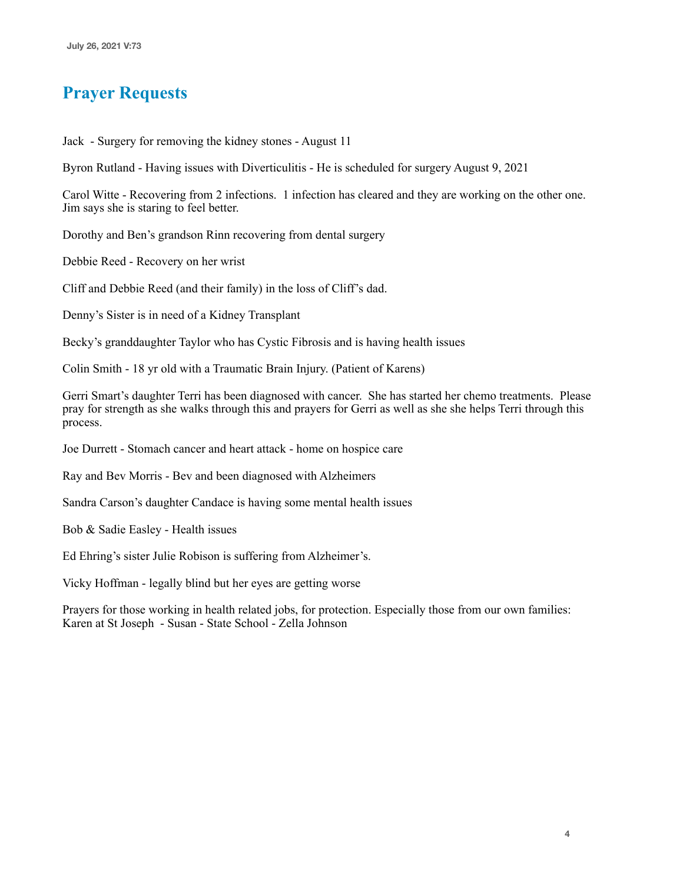# Prayer Requests

Jack - Surgery for removing the kidney stones - August 11

Byron Rutland - Having issues with Diverticulitis - He is scheduled for surgery August 9, 2021

Carol Witte - Recovering from 2 infections. 1 infection has cleared and they are working on the other one. Jim says she is staring to feel better.

Dorothy and Ben's grandson Rinn recovering from dental surgery

Debbie Reed - Recovery on her wrist

Cliff and Debbie Reed (and their family) in the loss of Cliff's dad.

Denny's Sister is in need of a Kidney Transplant

Becky's granddaughter Taylor who has Cystic Fibrosis and is having health issues

Colin Smith - 18 yr old with a Traumatic Brain Injury. (Patient of Karens)

Gerri Smart's daughter Terri has been diagnosed with cancer. She has started her chemo treatments. Please pray for strength as she walks through this and prayers for Gerri as well as she she helps Terri through this process.

Joe Durrett - Stomach cancer and heart attack - home on hospice care

Ray and Bev Morris - Bev and been diagnosed with Alzheimers

Sandra Carson's daughter Candace is having some mental health issues

Bob & Sadie Easley - Health issues

Ed Ehring's sister Julie Robison is suffering from Alzheimer's.

Vicky Hoffman - legally blind but her eyes are getting worse

Prayers for those working in health related jobs, for protection. Especially those from our own families: Karen at St Joseph - Susan - State School - Zella Johnson